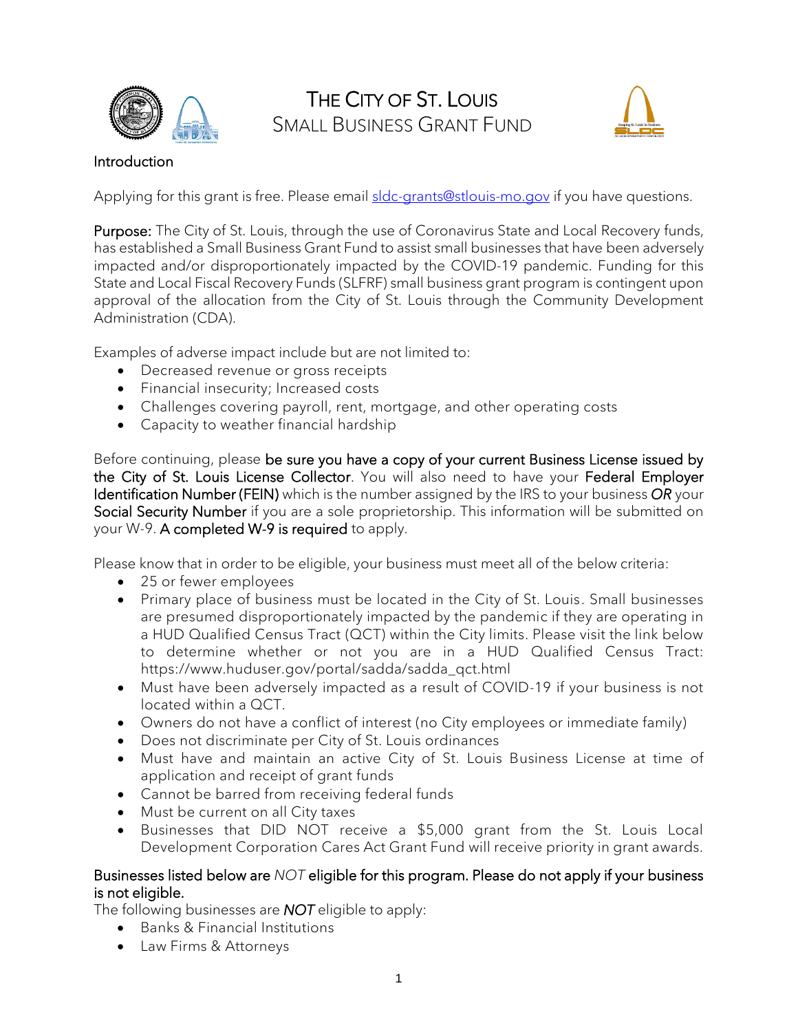# THE CITY OF ST. LOUIS
## SMALL BUSINESS GRANT FUND

### Introduction

Applying for this grant is free. Please email [sldc-grants@stlouis-mo.gov](mailto:sldc-grants@stlouis-mo.gov) if you have questions.

**Purpose:** The City of St. Louis, through the use of Coronavirus State and Local Recovery funds, has established a Small Business Grant Fund to assist small businesses that have been adversely impacted and/or disproportionately impacted by the COVID-19 pandemic. Funding for this State and Local Fiscal Recovery Funds (SLFRF) small business grant program is contingent upon approval of the allocation from the City of St. Louis through the Community Development Administration (CDA).

Examples of adverse impact include but are not limited to:

- Decreased revenue or gross receipts
- Financial insecurity; Increased costs
- Challenges covering payroll, rent, mortgage, and other operating costs
- Capacity to weather financial hardship

Before continuing, please **be sure you have a copy of your current Business License issued by the City of St. Louis License Collector**. You will also need to have your **Federal Employer Identification Number (FEIN)** which is the number assigned by the IRS to your business ***OR*** your **Social Security Number** if you are a sole proprietorship. This information will be submitted on your W-9. **A completed W-9 is required** to apply.

Please know that in order to be eligible, your business must meet all of the below criteria:

- 25 or fewer employees
- Primary place of business must be located in the City of St. Louis. Small businesses are presumed disproportionately impacted by the pandemic if they are operating in a HUD Qualified Census Tract (QCT) within the City limits. Please visit the link below to determine whether or not you are in a HUD Qualified Census Tract: https://www.huduser.gov/portal/sadda/sadda_qct.html
- Must have been adversely impacted as a result of COVID-19 if your business is not located within a QCT.
- Owners do not have a conflict of interest (no City employees or immediate family)
- Does not discriminate per City of St. Louis ordinances
- Must have and maintain an active City of St. Louis Business License at time of application and receipt of grant funds
- Cannot be barred from receiving federal funds
- Must be current on all City taxes
- Businesses that DID NOT receive a $5,000 grant from the St. Louis Local Development Corporation Cares Act Grant Fund will receive priority in grant awards.

**Businesses listed below are *NOT* eligible for this program. Please do not apply if your business is not eligible.**

The following businesses are ***NOT*** eligible to apply:

- Banks & Financial Institutions
- Law Firms & Attorneys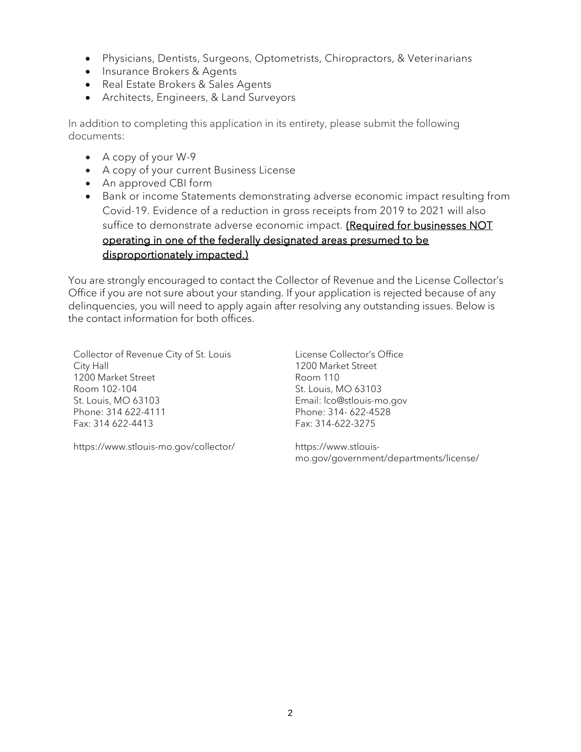- Physicians, Dentists, Surgeons, Optometrists, Chiropractors, & Veterinarians
- Insurance Brokers & Agents
- Real Estate Brokers & Sales Agents
- Architects, Engineers, & Land Surveyors

In addition to completing this application in its entirety, please submit the following documents:

- A copy of your W-9
- A copy of your current Business License
- An approved CBI form
- Bank or income Statements demonstrating adverse economic impact resulting from Covid-19. Evidence of a reduction in gross receipts from 2019 to 2021 will also suffice to demonstrate adverse economic impact. <u>(Required for businesses NOT operating in one of the federally designated areas presumed to be disproportionately impacted.)</u>

You are strongly encouraged to contact the Collector of Revenue and the License Collector's Office if you are not sure about your standing. If your application is rejected because of any delinquencies, you will need to apply again after resolving any outstanding issues. Below is the contact information for both offices.

Collector of Revenue City of St. Louis
City Hall
1200 Market Street
Room 102-104
St. Louis, MO 63103
Phone: 314 622-4111
Fax: 314 622-4413

https://www.stlouis-mo.gov/collector/

License Collector's Office
1200 Market Street
Room 110
St. Louis, MO 63103
Email: lco@stlouis-mo.gov
Phone: 314- 622-4528
Fax: 314-622-3275

https://www.stlouis-mo.gov/government/departments/license/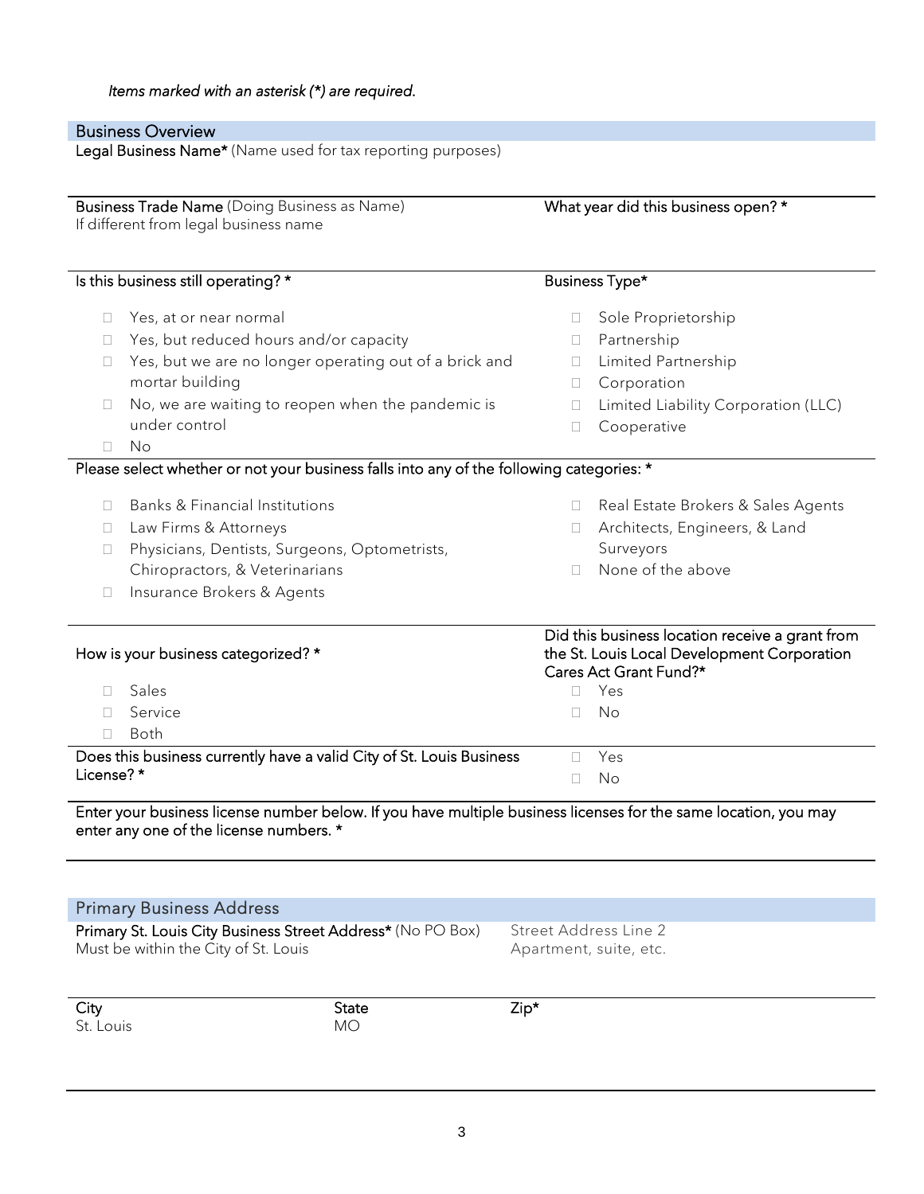*Items marked with an asterisk (*) are required.*

## Business Overview

**Legal Business Name*** (Name used for tax reporting purposes)

**Business Trade Name** (Doing Business as Name)
If different from legal business name

**What year did this business open? ***

**Is this business still operating? ***

- ☐ Yes, at or near normal
- ☐ Yes, but reduced hours and/or capacity
- ☐ Yes, but we are no longer operating out of a brick and mortar building
- ☐ No, we are waiting to reopen when the pandemic is under control
- ☐ No

**Business Type***

- ☐ Sole Proprietorship
- ☐ Partnership
- ☐ Limited Partnership
- ☐ Corporation
- ☐ Limited Liability Corporation (LLC)
- ☐ Cooperative

**Please select whether or not your business falls into any of the following categories: ***

- ☐ Banks & Financial Institutions
- ☐ Law Firms & Attorneys
- ☐ Physicians, Dentists, Surgeons, Optometrists, Chiropractors, & Veterinarians
- ☐ Insurance Brokers & Agents
- ☐ Real Estate Brokers & Sales Agents
- ☐ Architects, Engineers, & Land Surveyors
- ☐ None of the above

**How is your business categorized? ***

- ☐ Sales
- ☐ Service
- ☐ Both

**Did this business location receive a grant from the St. Louis Local Development Corporation Cares Act Grant Fund?***

- ☐ Yes
- ☐ No

**Does this business currently have a valid City of St. Louis Business License? ***

- ☐ Yes
- ☐ No

**Enter your business license number below. If you have multiple business licenses for the same location, you may enter any one of the license numbers. ***

## Primary Business Address

**Primary St. Louis City Business Street Address*** (No PO Box)
Must be within the City of St. Louis

Street Address Line 2
Apartment, suite, etc.

| City | State | Zip* |
|---|---|---|
| St. Louis | MO | |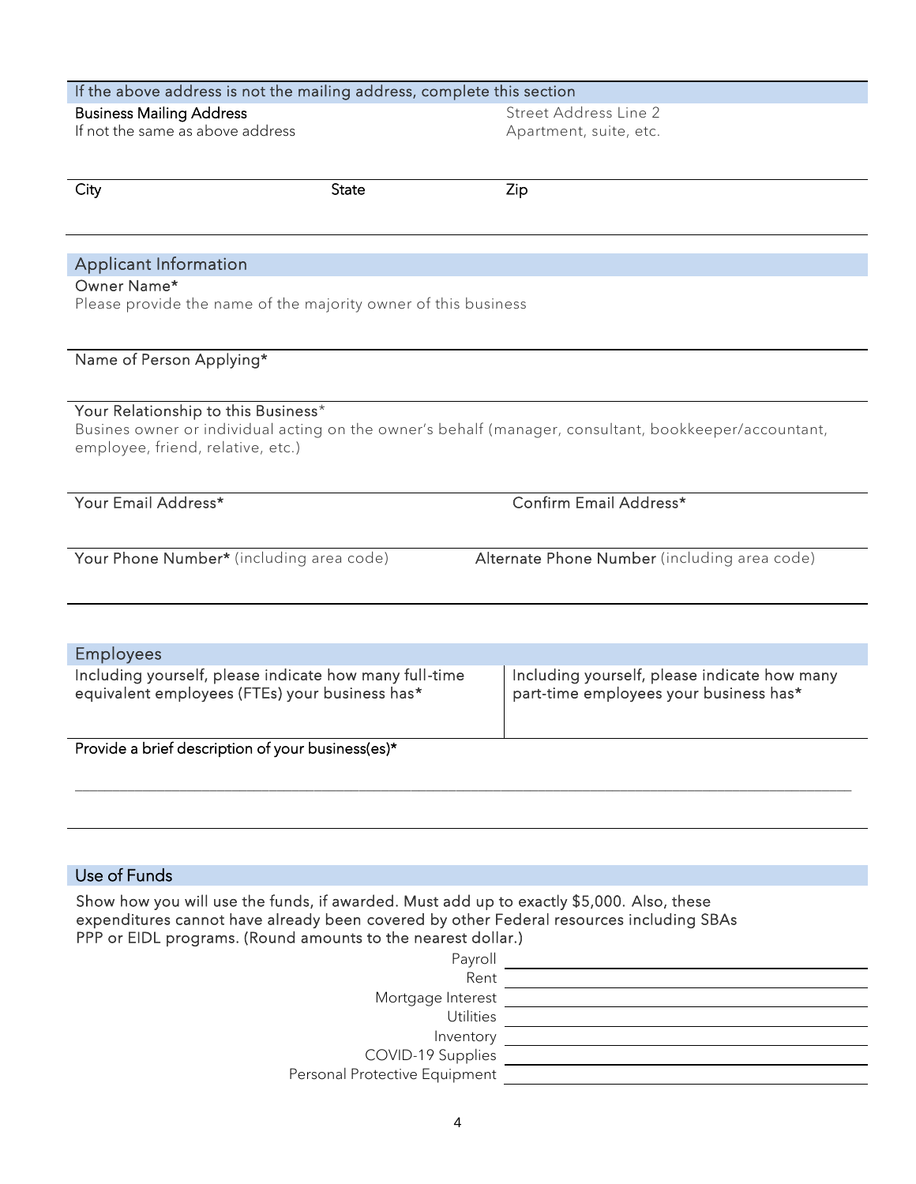## If the above address is not the mailing address, complete this section

**Business Mailing Address**
If not the same as above address

Street Address Line 2
Apartment, suite, etc.

| City | State | Zip |
|---|---|---|
| | | |

## Applicant Information

Owner Name*
Please provide the name of the majority owner of this business

Name of Person Applying*

Your Relationship to this Business*
Busines owner or individual acting on the owner's behalf (manager, consultant, bookkeeper/accountant, employee, friend, relative, etc.)

| Your Email Address* | Confirm Email Address* |
|---|---|
| | |

| Your Phone Number* (including area code) | Alternate Phone Number (including area code) |
|---|---|
| | |

## Employees

| Including yourself, please indicate how many full-time equivalent employees (FTEs) your business has* | Including yourself, please indicate how many part-time employees your business has* |
|---|---|
| | |

**Provide a brief description of your business(es)***

___________________________________________________________________________

## Use of Funds

Show how you will use the funds, if awarded. Must add up to exactly $5,000. Also, these expenditures cannot have already been covered by other Federal resources including SBAs PPP or EIDL programs. (Round amounts to the nearest dollar.)

| | |
|---|---|
| Payroll | |
| Rent | |
| Mortgage Interest | |
| Utilities | |
| Inventory | |
| COVID-19 Supplies | |
| Personal Protective Equipment | |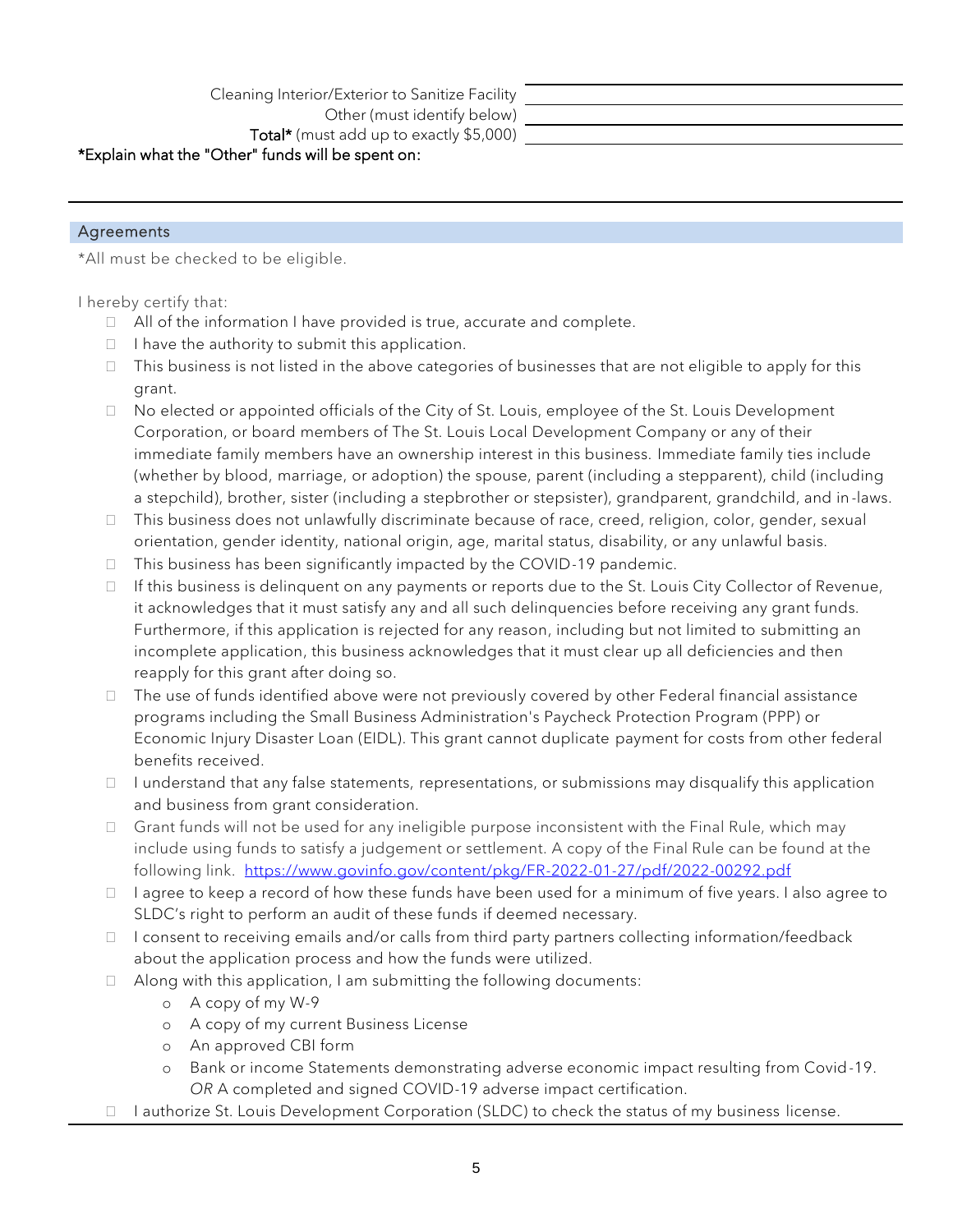| | |
|---|---|
| Cleaning Interior/Exterior to Sanitize Facility | |
| Other (must identify below) | |
| **Total*** (must add up to exactly $5,000) | |

*Explain what the "Other" funds will be spent on:

---

## Agreements

*All must be checked to be eligible.

I hereby certify that:

- ☐ All of the information I have provided is true, accurate and complete.
- ☐ I have the authority to submit this application.
- ☐ This business is not listed in the above categories of businesses that are not eligible to apply for this grant.
- ☐ No elected or appointed officials of the City of St. Louis, employee of the St. Louis Development Corporation, or board members of The St. Louis Local Development Company or any of their immediate family members have an ownership interest in this business. Immediate family ties include (whether by blood, marriage, or adoption) the spouse, parent (including a stepparent), child (including a stepchild), brother, sister (including a stepbrother or stepsister), grandparent, grandchild, and in-laws.
- ☐ This business does not unlawfully discriminate because of race, creed, religion, color, gender, sexual orientation, gender identity, national origin, age, marital status, disability, or any unlawful basis.
- ☐ This business has been significantly impacted by the COVID-19 pandemic.
- ☐ If this business is delinquent on any payments or reports due to the St. Louis City Collector of Revenue, it acknowledges that it must satisfy any and all such delinquencies before receiving any grant funds. Furthermore, if this application is rejected for any reason, including but not limited to submitting an incomplete application, this business acknowledges that it must clear up all deficiencies and then reapply for this grant after doing so.
- ☐ The use of funds identified above were not previously covered by other Federal financial assistance programs including the Small Business Administration's Paycheck Protection Program (PPP) or Economic Injury Disaster Loan (EIDL). This grant cannot duplicate payment for costs from other federal benefits received.
- ☐ I understand that any false statements, representations, or submissions may disqualify this application and business from grant consideration.
- ☐ Grant funds will not be used for any ineligible purpose inconsistent with the Final Rule, which may include using funds to satisfy a judgement or settlement. A copy of the Final Rule can be found at the following link. [https://www.govinfo.gov/content/pkg/FR-2022-01-27/pdf/2022-00292.pdf](https://www.govinfo.gov/content/pkg/FR-2022-01-27/pdf/2022-00292.pdf)
- ☐ I agree to keep a record of how these funds have been used for a minimum of five years. I also agree to SLDC's right to perform an audit of these funds if deemed necessary.
- ☐ I consent to receiving emails and/or calls from third party partners collecting information/feedback about the application process and how the funds were utilized.
- ☐ Along with this application, I am submitting the following documents:
  - A copy of my W-9
  - A copy of my current Business License
  - An approved CBI form
  - Bank or income Statements demonstrating adverse economic impact resulting from Covid-19. *OR* A completed and signed COVID-19 adverse impact certification.
- ☐ I authorize St. Louis Development Corporation (SLDC) to check the status of my business license.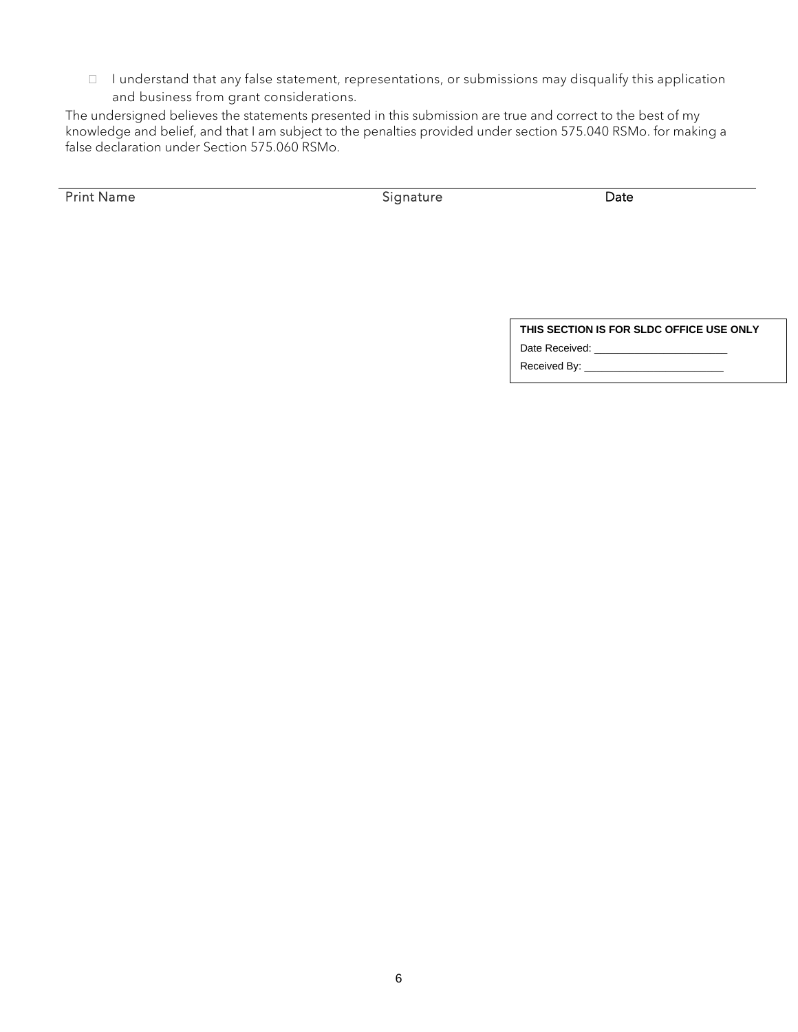- ☐ I understand that any false statement, representations, or submissions may disqualify this application and business from grant considerations.

The undersigned believes the statements presented in this submission are true and correct to the best of my knowledge and belief, and that I am subject to the penalties provided under section 575.040 RSMo. for making a false declaration under Section 575.060 RSMo.

| Print Name | Signature | Date |
| --- | --- | --- |

**THIS SECTION IS FOR SLDC OFFICE USE ONLY**

Date Received: ______________________

Received By: ________________________